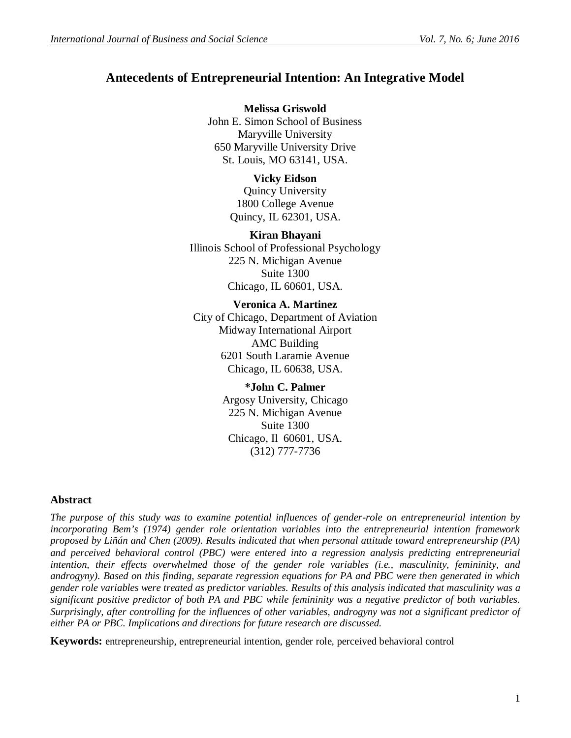# Antecedents of Entrepreneurial Intention: An Integrative Model

**Melissa Griswold**
John E. Simon School of Business
Maryville University
650 Maryville University Drive
St. Louis, MO 63141, USA.

**Vicky Eidson**
Quincy University
1800 College Avenue
Quincy, IL 62301, USA.

**Kiran Bhayani**
Illinois School of Professional Psychology
225 N. Michigan Avenue
Suite 1300
Chicago, IL 60601, USA.

**Veronica A. Martinez**
City of Chicago, Department of Aviation
Midway International Airport
AMC Building
6201 South Laramie Avenue
Chicago, IL 60638, USA.

**\*John C. Palmer**
Argosy University, Chicago
225 N. Michigan Avenue
Suite 1300
Chicago, Il 60601, USA.
(312) 777-7736

## Abstract

*The purpose of this study was to examine potential influences of gender-role on entrepreneurial intention by incorporating Bem's (1974) gender role orientation variables into the entrepreneurial intention framework proposed by Liñán and Chen (2009). Results indicated that when personal attitude toward entrepreneurship (PA) and perceived behavioral control (PBC) were entered into a regression analysis predicting entrepreneurial intention, their effects overwhelmed those of the gender role variables (i.e., masculinity, femininity, and androgyny). Based on this finding, separate regression equations for PA and PBC were then generated in which gender role variables were treated as predictor variables. Results of this analysis indicated that masculinity was a significant positive predictor of both PA and PBC while femininity was a negative predictor of both variables. Surprisingly, after controlling for the influences of other variables, androgyny was not a significant predictor of either PA or PBC. Implications and directions for future research are discussed.*

**Keywords:** entrepreneurship, entrepreneurial intention, gender role, perceived behavioral control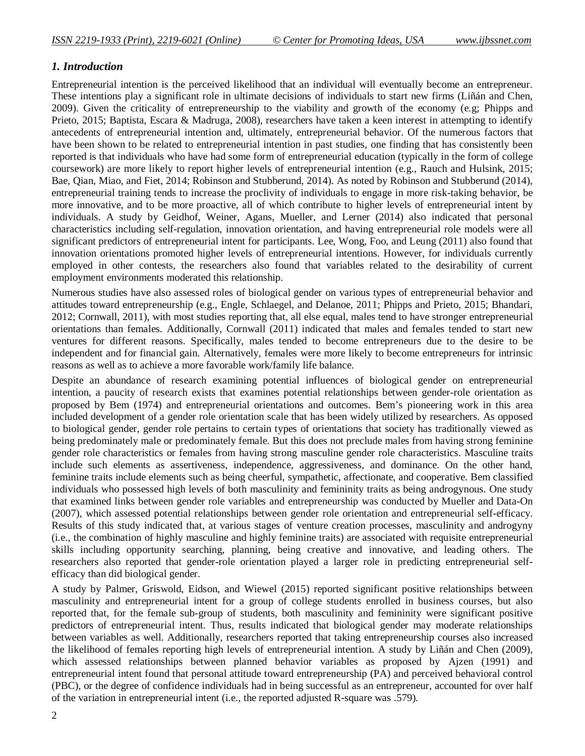## *1. Introduction*

Entrepreneurial intention is the perceived likelihood that an individual will eventually become an entrepreneur. These intentions play a significant role in ultimate decisions of individuals to start new firms (Liñán and Chen, 2009). Given the criticality of entrepreneurship to the viability and growth of the economy (e.g; Phipps and Prieto, 2015; Baptista, Escara & Madruga, 2008), researchers have taken a keen interest in attempting to identify antecedents of entrepreneurial intention and, ultimately, entrepreneurial behavior. Of the numerous factors that have been shown to be related to entrepreneurial intention in past studies, one finding that has consistently been reported is that individuals who have had some form of entrepreneurial education (typically in the form of college coursework) are more likely to report higher levels of entrepreneurial intention (e.g., Rauch and Hulsink, 2015; Bae, Qian, Miao, and Fiet, 2014; Robinson and Stubberund, 2014). As noted by Robinson and Stubberund (2014), entrepreneurial training tends to increase the proclivity of individuals to engage in more risk-taking behavior, be more innovative, and to be more proactive, all of which contribute to higher levels of entrepreneurial intent by individuals. A study by Geidhof, Weiner, Agans, Mueller, and Lerner (2014) also indicated that personal characteristics including self-regulation, innovation orientation, and having entrepreneurial role models were all significant predictors of entrepreneurial intent for participants. Lee, Wong, Foo, and Leung (2011) also found that innovation orientations promoted higher levels of entrepreneurial intentions. However, for individuals currently employed in other contests, the researchers also found that variables related to the desirability of current employment environments moderated this relationship.

Numerous studies have also assessed roles of biological gender on various types of entrepreneurial behavior and attitudes toward entrepreneurship (e.g., Engle, Schlaegel, and Delanoe, 2011; Phipps and Prieto, 2015; Bhandari, 2012; Cornwall, 2011), with most studies reporting that, all else equal, males tend to have stronger entrepreneurial orientations than females. Additionally, Cornwall (2011) indicated that males and females tended to start new ventures for different reasons. Specifically, males tended to become entrepreneurs due to the desire to be independent and for financial gain. Alternatively, females were more likely to become entrepreneurs for intrinsic reasons as well as to achieve a more favorable work/family life balance.

Despite an abundance of research examining potential influences of biological gender on entrepreneurial intention, a paucity of research exists that examines potential relationships between gender-role orientation as proposed by Bem (1974) and entrepreneurial orientations and outcomes. Bem's pioneering work in this area included development of a gender role orientation scale that has been widely utilized by researchers. As opposed to biological gender, gender role pertains to certain types of orientations that society has traditionally viewed as being predominately male or predominately female. But this does not preclude males from having strong feminine gender role characteristics or females from having strong masculine gender role characteristics. Masculine traits include such elements as assertiveness, independence, aggressiveness, and dominance. On the other hand, feminine traits include elements such as being cheerful, sympathetic, affectionate, and cooperative. Bem classified individuals who possessed high levels of both masculinity and femininity traits as being androgynous. One study that examined links between gender role variables and entrepreneurship was conducted by Mueller and Data-On (2007), which assessed potential relationships between gender role orientation and entrepreneurial self-efficacy. Results of this study indicated that, at various stages of venture creation processes, masculinity and androgyny (i.e., the combination of highly masculine and highly feminine traits) are associated with requisite entrepreneurial skills including opportunity searching, planning, being creative and innovative, and leading others. The researchers also reported that gender-role orientation played a larger role in predicting entrepreneurial self-efficacy than did biological gender.

A study by Palmer, Griswold, Eidson, and Wiewel (2015) reported significant positive relationships between masculinity and entrepreneurial intent for a group of college students enrolled in business courses, but also reported that, for the female sub-group of students, both masculinity and femininity were significant positive predictors of entrepreneurial intent. Thus, results indicated that biological gender may moderate relationships between variables as well. Additionally, researchers reported that taking entrepreneurship courses also increased the likelihood of females reporting high levels of entrepreneurial intention. A study by Liñán and Chen (2009), which assessed relationships between planned behavior variables as proposed by Ajzen (1991) and entrepreneurial intent found that personal attitude toward entrepreneurship (PA) and perceived behavioral control (PBC), or the degree of confidence individuals had in being successful as an entrepreneur, accounted for over half of the variation in entrepreneurial intent (i.e., the reported adjusted R-square was .579).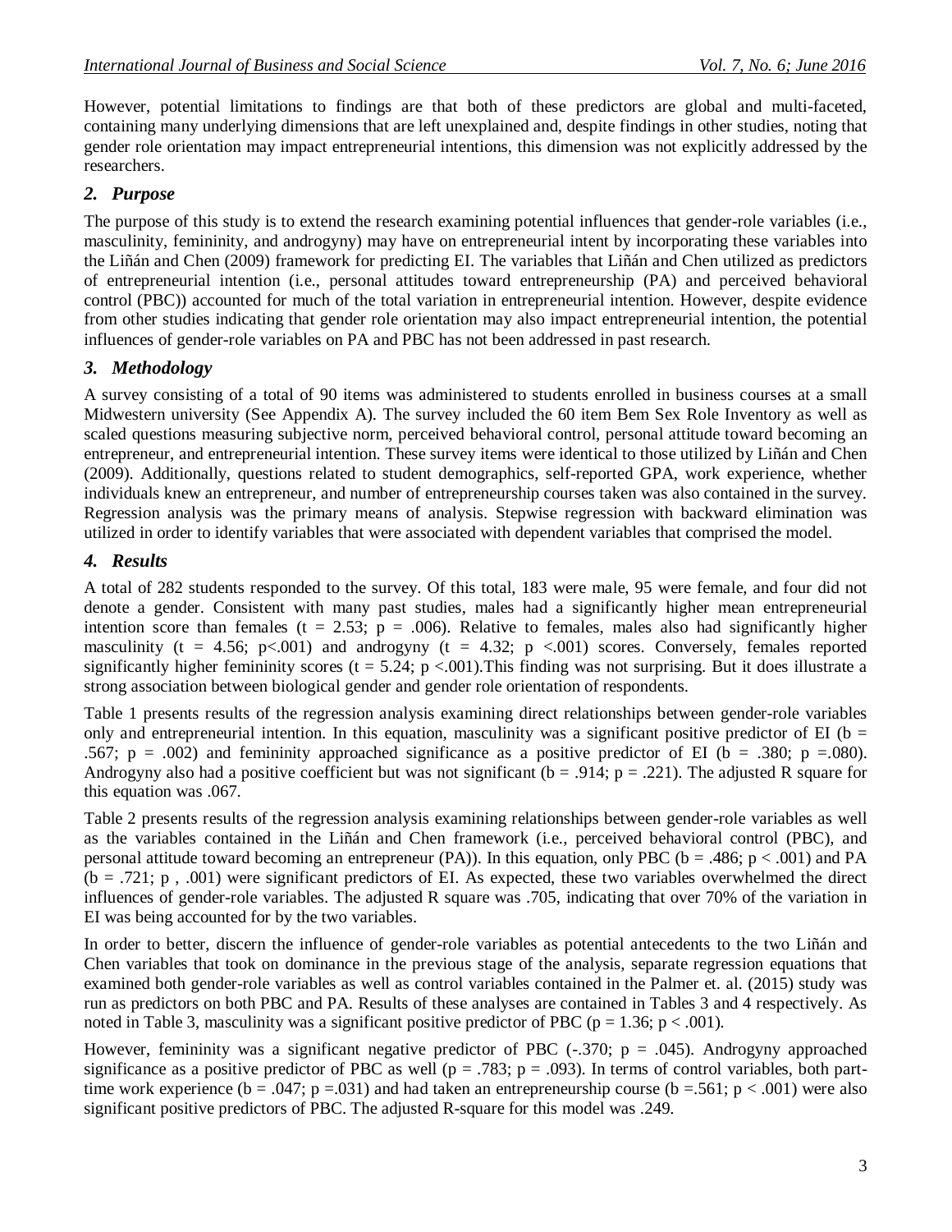However, potential limitations to findings are that both of these predictors are global and multi-faceted, containing many underlying dimensions that are left unexplained and, despite findings in other studies, noting that gender role orientation may impact entrepreneurial intentions, this dimension was not explicitly addressed by the researchers.

## *2. Purpose*

The purpose of this study is to extend the research examining potential influences that gender-role variables (i.e., masculinity, femininity, and androgyny) may have on entrepreneurial intent by incorporating these variables into the Liñán and Chen (2009) framework for predicting EI. The variables that Liñán and Chen utilized as predictors of entrepreneurial intention (i.e., personal attitudes toward entrepreneurship (PA) and perceived behavioral control (PBC)) accounted for much of the total variation in entrepreneurial intention. However, despite evidence from other studies indicating that gender role orientation may also impact entrepreneurial intention, the potential influences of gender-role variables on PA and PBC has not been addressed in past research.

## *3. Methodology*

A survey consisting of a total of 90 items was administered to students enrolled in business courses at a small Midwestern university (See Appendix A). The survey included the 60 item Bem Sex Role Inventory as well as scaled questions measuring subjective norm, perceived behavioral control, personal attitude toward becoming an entrepreneur, and entrepreneurial intention. These survey items were identical to those utilized by Liñán and Chen (2009). Additionally, questions related to student demographics, self-reported GPA, work experience, whether individuals knew an entrepreneur, and number of entrepreneurship courses taken was also contained in the survey. Regression analysis was the primary means of analysis. Stepwise regression with backward elimination was utilized in order to identify variables that were associated with dependent variables that comprised the model.

## *4. Results*

A total of 282 students responded to the survey. Of this total, 183 were male, 95 were female, and four did not denote a gender. Consistent with many past studies, males had a significantly higher mean entrepreneurial intention score than females ($t = 2.53$; $p = .006$). Relative to females, males also had significantly higher masculinity ($t = 4.56$; $p<.001$) and androgyny ($t = 4.32$; $p <.001$) scores. Conversely, females reported significantly higher femininity scores ($t = 5.24$; $p <.001$).This finding was not surprising. But it does illustrate a strong association between biological gender and gender role orientation of respondents.

Table 1 presents results of the regression analysis examining direct relationships between gender-role variables only and entrepreneurial intention. In this equation, masculinity was a significant positive predictor of EI ($b = .567$; $p = .002$) and femininity approached significance as a positive predictor of EI ($b = .380$; $p =.080$). Androgyny also had a positive coefficient but was not significant ($b = .914$; $p = .221$). The adjusted R square for this equation was .067.

Table 2 presents results of the regression analysis examining relationships between gender-role variables as well as the variables contained in the Liñán and Chen framework (i.e., perceived behavioral control (PBC), and personal attitude toward becoming an entrepreneur (PA)). In this equation, only PBC ($b = .486$; $p < .001$) and PA ($b = .721$; p , .001) were significant predictors of EI. As expected, these two variables overwhelmed the direct influences of gender-role variables. The adjusted R square was .705, indicating that over 70% of the variation in EI was being accounted for by the two variables.

In order to better, discern the influence of gender-role variables as potential antecedents to the two Liñán and Chen variables that took on dominance in the previous stage of the analysis, separate regression equations that examined both gender-role variables as well as control variables contained in the Palmer et. al. (2015) study was run as predictors on both PBC and PA. Results of these analyses are contained in Tables 3 and 4 respectively. As noted in Table 3, masculinity was a significant positive predictor of PBC ($p = 1.36$; $p < .001$).

However, femininity was a significant negative predictor of PBC (-.370; $p = .045$). Androgyny approached significance as a positive predictor of PBC as well ($p = .783$; $p = .093$). In terms of control variables, both part-time work experience ($b = .047$; $p =.031$) and had taken an entrepreneurship course ($b =.561$; $p < .001$) were also significant positive predictors of PBC. The adjusted R-square for this model was .249.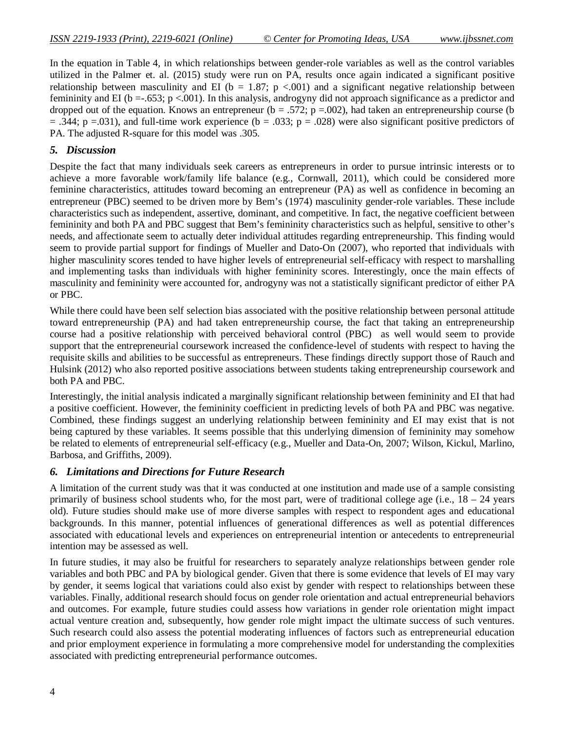In the equation in Table 4, in which relationships between gender-role variables as well as the control variables utilized in the Palmer et. al. (2015) study were run on PA, results once again indicated a significant positive relationship between masculinity and EI ($b = 1.87$; $p < .001$) and a significant negative relationship between femininity and EI ($b = -.653$; $p < .001$). In this analysis, androgyny did not approach significance as a predictor and dropped out of the equation. Knows an entrepreneur ($b = .572$; $p = .002$), had taken an entrepreneurship course ($b = .344$; $p = .031$), and full-time work experience ($b = .033$; $p = .028$) were also significant positive predictors of PA. The adjusted R-square for this model was .305.

## *5. Discussion*

Despite the fact that many individuals seek careers as entrepreneurs in order to pursue intrinsic interests or to achieve a more favorable work/family life balance (e.g., Cornwall, 2011), which could be considered more feminine characteristics, attitudes toward becoming an entrepreneur (PA) as well as confidence in becoming an entrepreneur (PBC) seemed to be driven more by Bem's (1974) masculinity gender-role variables. These include characteristics such as independent, assertive, dominant, and competitive. In fact, the negative coefficient between femininity and both PA and PBC suggest that Bem's femininity characteristics such as helpful, sensitive to other's needs, and affectionate seem to actually deter individual attitudes regarding entrepreneurship. This finding would seem to provide partial support for findings of Mueller and Dato-On (2007), who reported that individuals with higher masculinity scores tended to have higher levels of entrepreneurial self-efficacy with respect to marshalling and implementing tasks than individuals with higher femininity scores. Interestingly, once the main effects of masculinity and femininity were accounted for, androgyny was not a statistically significant predictor of either PA or PBC.

While there could have been self selection bias associated with the positive relationship between personal attitude toward entrepreneurship (PA) and had taken entrepreneurship course, the fact that taking an entrepreneurship course had a positive relationship with perceived behavioral control (PBC) as well would seem to provide support that the entrepreneurial coursework increased the confidence-level of students with respect to having the requisite skills and abilities to be successful as entrepreneurs. These findings directly support those of Rauch and Hulsink (2012) who also reported positive associations between students taking entrepreneurship coursework and both PA and PBC.

Interestingly, the initial analysis indicated a marginally significant relationship between femininity and EI that had a positive coefficient. However, the femininity coefficient in predicting levels of both PA and PBC was negative. Combined, these findings suggest an underlying relationship between femininity and EI may exist that is not being captured by these variables. It seems possible that this underlying dimension of femininity may somehow be related to elements of entrepreneurial self-efficacy (e.g., Mueller and Data-On, 2007; Wilson, Kickul, Marlino, Barbosa, and Griffiths, 2009).

## *6. Limitations and Directions for Future Research*

A limitation of the current study was that it was conducted at one institution and made use of a sample consisting primarily of business school students who, for the most part, were of traditional college age (i.e., 18 – 24 years old). Future studies should make use of more diverse samples with respect to respondent ages and educational backgrounds. In this manner, potential influences of generational differences as well as potential differences associated with educational levels and experiences on entrepreneurial intention or antecedents to entrepreneurial intention may be assessed as well.

In future studies, it may also be fruitful for researchers to separately analyze relationships between gender role variables and both PBC and PA by biological gender. Given that there is some evidence that levels of EI may vary by gender, it seems logical that variations could also exist by gender with respect to relationships between these variables. Finally, additional research should focus on gender role orientation and actual entrepreneurial behaviors and outcomes. For example, future studies could assess how variations in gender role orientation might impact actual venture creation and, subsequently, how gender role might impact the ultimate success of such ventures. Such research could also assess the potential moderating influences of factors such as entrepreneurial education and prior employment experience in formulating a more comprehensive model for understanding the complexities associated with predicting entrepreneurial performance outcomes.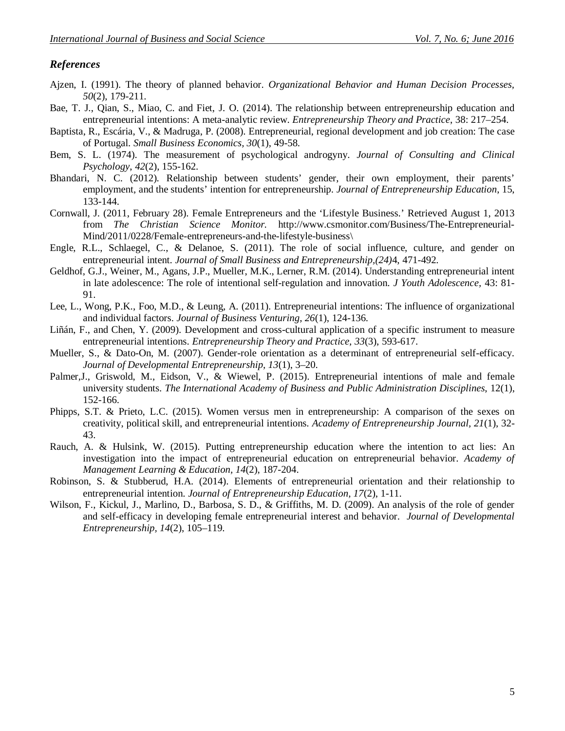## *References*

Ajzen, I. (1991). The theory of planned behavior. *Organizational Behavior and Human Decision Processes*, *50*(2), 179-211.

Bae, T. J., Qian, S., Miao, C. and Fiet, J. O. (2014). The relationship between entrepreneurship education and entrepreneurial intentions: A meta-analytic review. *Entrepreneurship Theory and Practice*, 38: 217–254.

Baptista, R., Escária, V., & Madruga, P. (2008). Entrepreneurial, regional development and job creation: The case of Portugal. *Small Business Economics, 30*(1), 49-58.

Bem, S. L. (1974). The measurement of psychological androgyny. *Journal of Consulting and Clinical Psychology*, *42*(2), 155-162.

Bhandari, N. C. (2012). Relationship between students' gender, their own employment, their parents' employment, and the students' intention for entrepreneurship. *Journal of Entrepreneurship Education*, 15, 133-144.

Cornwall, J. (2011, February 28). Female Entrepreneurs and the 'Lifestyle Business.' Retrieved August 1, 2013 from *The Christian Science Monitor.* http://www.csmonitor.com/Business/The-Entrepreneurial-Mind/2011/0228/Female-entrepreneurs-and-the-lifestyle-business\

Engle, R.L., Schlaegel, C., & Delanoe, S. (2011). The role of social influence, culture, and gender on entrepreneurial intent. *Journal of Small Business and Entrepreneurship,(24)*4, 471-492.

Geldhof, G.J., Weiner, M., Agans, J.P., Mueller, M.K., Lerner, R.M. (2014). Understanding entrepreneurial intent in late adolescence: The role of intentional self-regulation and innovation. *J Youth Adolescence*, 43: 81-91.

Lee, L., Wong, P.K., Foo, M.D., & Leung, A. (2011). Entrepreneurial intentions: The influence of organizational and individual factors. *Journal of Business Venturing, 26*(1), 124-136.

Liñán, F., and Chen, Y. (2009). Development and cross-cultural application of a specific instrument to measure entrepreneurial intentions. *Entrepreneurship Theory and Practice, 33*(3), 593-617.

Mueller, S., & Dato-On, M. (2007). Gender-role orientation as a determinant of entrepreneurial self-efficacy. *Journal of Developmental Entrepreneurship, 13*(1), 3–20.

Palmer,J., Griswold, M., Eidson, V., & Wiewel, P. (2015). Entrepreneurial intentions of male and female university students. *The International Academy of Business and Public Administration Disciplines*, 12(1), 152-166.

Phipps, S.T. & Prieto, L.C. (2015). Women versus men in entrepreneurship: A comparison of the sexes on creativity, political skill, and entrepreneurial intentions. *Academy of Entrepreneurship Journal, 21*(1), 32-43.

Rauch, A. & Hulsink, W. (2015). Putting entrepreneurship education where the intention to act lies: An investigation into the impact of entrepreneurial education on entrepreneurial behavior. *Academy of Management Learning & Education, 14*(2), 187-204.

Robinson, S. & Stubberud, H.A. (2014). Elements of entrepreneurial orientation and their relationship to entrepreneurial intention. *Journal of Entrepreneurship Education*, *17*(2), 1-11.

Wilson, F., Kickul, J., Marlino, D., Barbosa, S. D., & Griffiths, M. D. (2009). An analysis of the role of gender and self-efficacy in developing female entrepreneurial interest and behavior. *Journal of Developmental Entrepreneurship*, *14*(2), 105–119.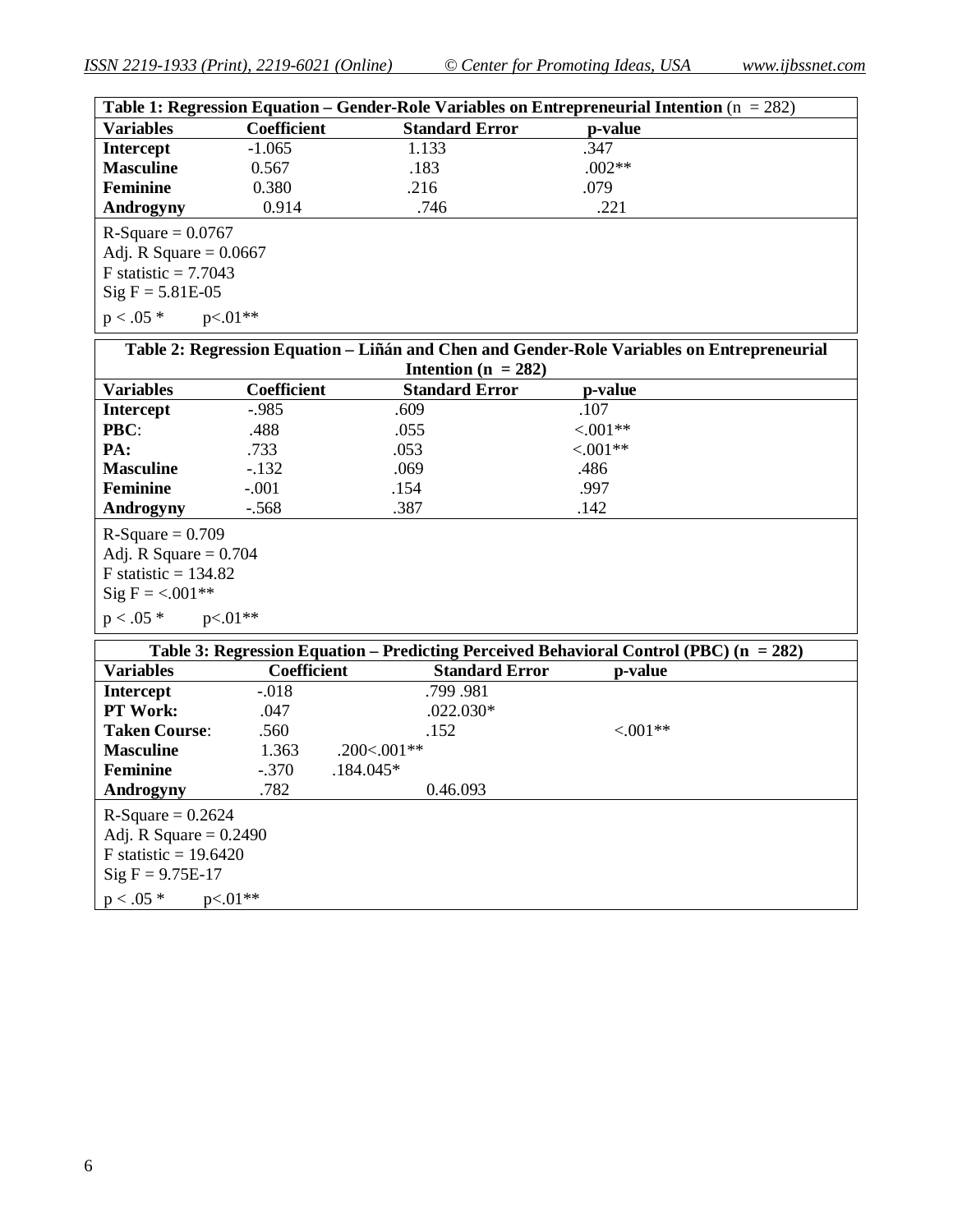**Table 1: Regression Equation – Gender-Role Variables on Entrepreneurial Intention** (n = 282)

| Variables | Coefficient | Standard Error | p-value |
|---|---|---|---|
| **Intercept** | -1.065 | 1.133 | .347 |
| **Masculine** | 0.567 | .183 | .002** |
| **Feminine** | 0.380 | .216 | .079 |
| **Androgyny** | 0.914 | .746 | .221 |

R-Square = 0.0767
Adj. R Square = 0.0667
F statistic = 7.7043
Sig F = 5.81E-05
p < .05 * p<.01**

**Table 2: Regression Equation – Liñán and Chen and Gender-Role Variables on Entrepreneurial Intention (n = 282)**

| Variables | Coefficient | Standard Error | p-value |
|---|---|---|---|
| **Intercept** | -.985 | .609 | .107 |
| **PBC**: | .488 | .055 | <.001** |
| **PA:** | .733 | .053 | <.001** |
| **Masculine** | -.132 | .069 | .486 |
| **Feminine** | -.001 | .154 | .997 |
| **Androgyny** | -.568 | .387 | .142 |

R-Square = 0.709
Adj. R Square = 0.704
F statistic = 134.82
Sig F = <.001**
p < .05 * p<.01**

**Table 3: Regression Equation – Predicting Perceived Behavioral Control (PBC) (n = 282)**

| Variables | Coefficient | Standard Error | p-value |
|---|---|---|---|
| **Intercept** | -.018 | .799 .981 | |
| **PT Work:** | .047 | .022.030* | |
| **Taken Course**: | .560 | .152 | <.001** |
| **Masculine** | 1.363 .200<.001** | | |
| **Feminine** | -.370 .184.045* | | |
| **Androgyny** | .782 | 0.46.093 | |

R-Square = 0.2624
Adj. R Square = 0.2490
F statistic = 19.6420
Sig F = 9.75E-17
p < .05 * p<.01**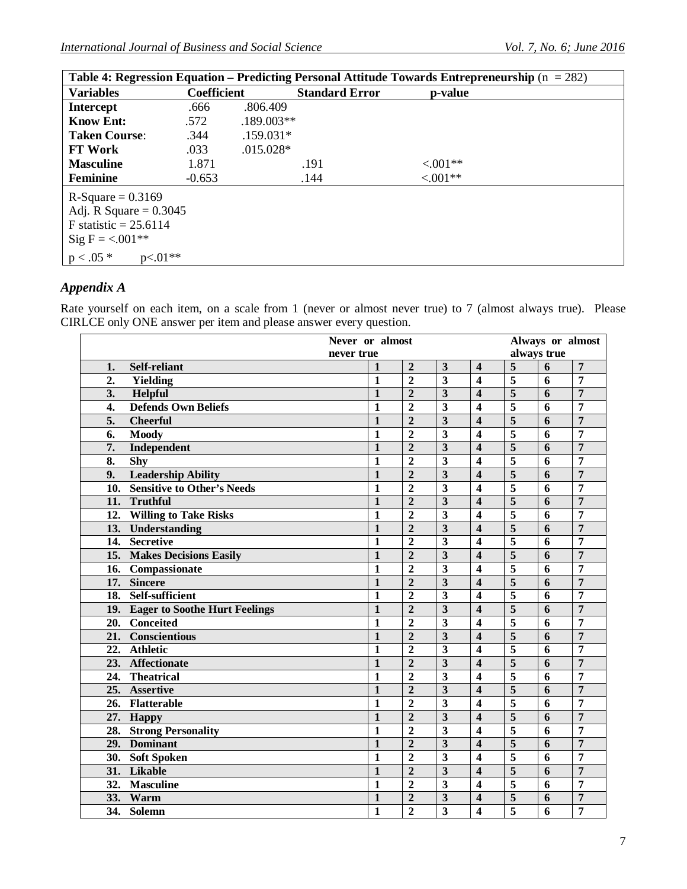| **Table 4: Regression Equation – Predicting Personal Attitude Towards Entrepreneurship** (n = 282) | | | |
|---|---|---|---|
| **Variables** | **Coefficient** | **Standard Error** | **p-value** |
| **Intercept** | .666 | .806.409 | |
| **Know Ent:** | .572 | .189.003** | |
| **Taken Course**: | .344 | .159.031* | |
| **FT Work** | .033 | .015.028* | |
| **Masculine** | 1.871 | .191 | <.001** |
| **Feminine** | -0.653 | .144 | <.001** |

R-Square = 0.3169
Adj. R Square = 0.3045
F statistic = 25.6114
Sig F = <.001**

$p < .05$ * $p < .01$ **

## *Appendix A*

Rate yourself on each item, on a scale from 1 (never or almost never true) to 7 (almost always true). Please CIRLCE only ONE answer per item and please answer every question.

| | Never or almost never true | | | | Always or almost always true | | |
|---|---|---|---|---|---|---|---|
| **1. Self-reliant** | **1** | **2** | **3** | **4** | **5** | **6** | **7** |
| **2. Yielding** | **1** | **2** | **3** | **4** | **5** | **6** | **7** |
| **3. Helpful** | **1** | **2** | **3** | **4** | **5** | **6** | **7** |
| **4. Defends Own Beliefs** | **1** | **2** | **3** | **4** | **5** | **6** | **7** |
| **5. Cheerful** | **1** | **2** | **3** | **4** | **5** | **6** | **7** |
| **6. Moody** | **1** | **2** | **3** | **4** | **5** | **6** | **7** |
| **7. Independent** | **1** | **2** | **3** | **4** | **5** | **6** | **7** |
| **8. Shy** | **1** | **2** | **3** | **4** | **5** | **6** | **7** |
| **9. Leadership Ability** | **1** | **2** | **3** | **4** | **5** | **6** | **7** |
| **10. Sensitive to Other's Needs** | **1** | **2** | **3** | **4** | **5** | **6** | **7** |
| **11. Truthful** | **1** | **2** | **3** | **4** | **5** | **6** | **7** |
| **12. Willing to Take Risks** | **1** | **2** | **3** | **4** | **5** | **6** | **7** |
| **13. Understanding** | **1** | **2** | **3** | **4** | **5** | **6** | **7** |
| **14. Secretive** | **1** | **2** | **3** | **4** | **5** | **6** | **7** |
| **15. Makes Decisions Easily** | **1** | **2** | **3** | **4** | **5** | **6** | **7** |
| **16. Compassionate** | **1** | **2** | **3** | **4** | **5** | **6** | **7** |
| **17. Sincere** | **1** | **2** | **3** | **4** | **5** | **6** | **7** |
| **18. Self-sufficient** | **1** | **2** | **3** | **4** | **5** | **6** | **7** |
| **19. Eager to Soothe Hurt Feelings** | **1** | **2** | **3** | **4** | **5** | **6** | **7** |
| **20. Conceited** | **1** | **2** | **3** | **4** | **5** | **6** | **7** |
| **21. Conscientious** | **1** | **2** | **3** | **4** | **5** | **6** | **7** |
| **22. Athletic** | **1** | **2** | **3** | **4** | **5** | **6** | **7** |
| **23. Affectionate** | **1** | **2** | **3** | **4** | **5** | **6** | **7** |
| **24. Theatrical** | **1** | **2** | **3** | **4** | **5** | **6** | **7** |
| **25. Assertive** | **1** | **2** | **3** | **4** | **5** | **6** | **7** |
| **26. Flatterable** | **1** | **2** | **3** | **4** | **5** | **6** | **7** |
| **27. Happy** | **1** | **2** | **3** | **4** | **5** | **6** | **7** |
| **28. Strong Personality** | **1** | **2** | **3** | **4** | **5** | **6** | **7** |
| **29. Dominant** | **1** | **2** | **3** | **4** | **5** | **6** | **7** |
| **30. Soft Spoken** | **1** | **2** | **3** | **4** | **5** | **6** | **7** |
| **31. Likable** | **1** | **2** | **3** | **4** | **5** | **6** | **7** |
| **32. Masculine** | **1** | **2** | **3** | **4** | **5** | **6** | **7** |
| **33. Warm** | **1** | **2** | **3** | **4** | **5** | **6** | **7** |
| **34. Solemn** | **1** | **2** | **3** | **4** | **5** | **6** | **7** |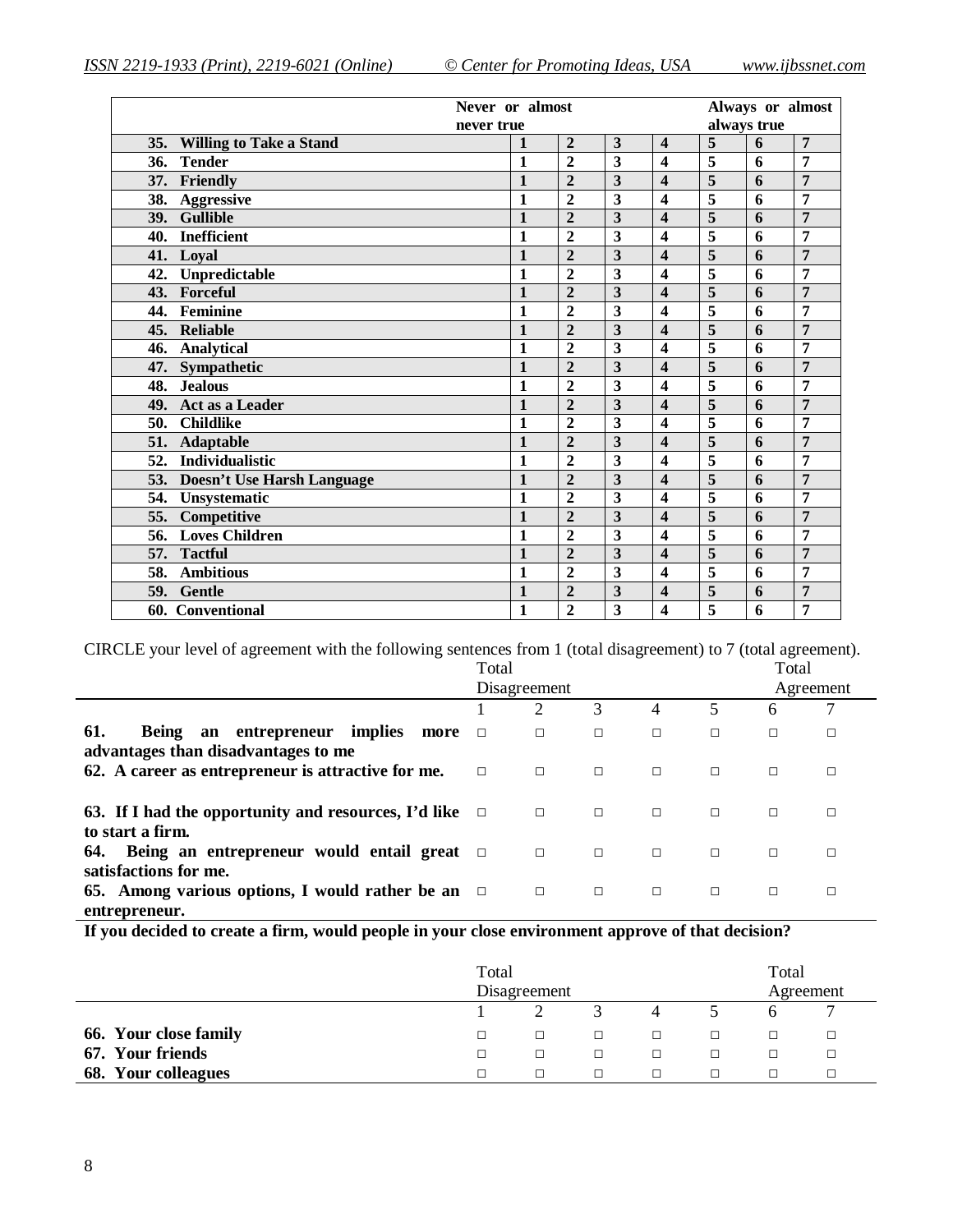| | Never or almost never true | | | | Always or almost always true | | |
|---|---|---|---|---|---|---|---|
| **35. Willing to Take a Stand** | **1** | **2** | **3** | **4** | **5** | **6** | **7** |
| **36. Tender** | **1** | **2** | **3** | **4** | **5** | **6** | **7** |
| **37. Friendly** | **1** | **2** | **3** | **4** | **5** | **6** | **7** |
| **38. Aggressive** | **1** | **2** | **3** | **4** | **5** | **6** | **7** |
| **39. Gullible** | **1** | **2** | **3** | **4** | **5** | **6** | **7** |
| **40. Inefficient** | **1** | **2** | **3** | **4** | **5** | **6** | **7** |
| **41. Loyal** | **1** | **2** | **3** | **4** | **5** | **6** | **7** |
| **42. Unpredictable** | **1** | **2** | **3** | **4** | **5** | **6** | **7** |
| **43. Forceful** | **1** | **2** | **3** | **4** | **5** | **6** | **7** |
| **44. Feminine** | **1** | **2** | **3** | **4** | **5** | **6** | **7** |
| **45. Reliable** | **1** | **2** | **3** | **4** | **5** | **6** | **7** |
| **46. Analytical** | **1** | **2** | **3** | **4** | **5** | **6** | **7** |
| **47. Sympathetic** | **1** | **2** | **3** | **4** | **5** | **6** | **7** |
| **48. Jealous** | **1** | **2** | **3** | **4** | **5** | **6** | **7** |
| **49. Act as a Leader** | **1** | **2** | **3** | **4** | **5** | **6** | **7** |
| **50. Childlike** | **1** | **2** | **3** | **4** | **5** | **6** | **7** |
| **51. Adaptable** | **1** | **2** | **3** | **4** | **5** | **6** | **7** |
| **52. Individualistic** | **1** | **2** | **3** | **4** | **5** | **6** | **7** |
| **53. Doesn't Use Harsh Language** | **1** | **2** | **3** | **4** | **5** | **6** | **7** |
| **54. Unsystematic** | **1** | **2** | **3** | **4** | **5** | **6** | **7** |
| **55. Competitive** | **1** | **2** | **3** | **4** | **5** | **6** | **7** |
| **56. Loves Children** | **1** | **2** | **3** | **4** | **5** | **6** | **7** |
| **57. Tactful** | **1** | **2** | **3** | **4** | **5** | **6** | **7** |
| **58. Ambitious** | **1** | **2** | **3** | **4** | **5** | **6** | **7** |
| **59. Gentle** | **1** | **2** | **3** | **4** | **5** | **6** | **7** |
| **60. Conventional** | **1** | **2** | **3** | **4** | **5** | **6** | **7** |

CIRCLE your level of agreement with the following sentences from 1 (total disagreement) to 7 (total agreement).

| | Total Disagreement | | | | | Total Agreement | |
|---|---|---|---|---|---|---|---|
| | 1 | 2 | 3 | 4 | 5 | 6 | 7 |
| **61. Being an entrepreneur implies more advantages than disadvantages to me** | □ | □ | □ | □ | □ | □ | □ |
| **62. A career as entrepreneur is attractive for me.** | □ | □ | □ | □ | □ | □ | □ |
| **63. If I had the opportunity and resources, I'd like to start a firm.** | □ | □ | □ | □ | □ | □ | □ |
| **64. Being an entrepreneur would entail great satisfactions for me.** | □ | □ | □ | □ | □ | □ | □ |
| **65. Among various options, I would rather be an entrepreneur.** | □ | □ | □ | □ | □ | □ | □ |

**If you decided to create a firm, would people in your close environment approve of that decision?**

| | Total Disagreement | | | | | Total Agreement | |
|---|---|---|---|---|---|---|---|
| | 1 | 2 | 3 | 4 | 5 | 6 | 7 |
| **66. Your close family** | □ | □ | □ | □ | □ | □ | □ |
| **67. Your friends** | □ | □ | □ | □ | □ | □ | □ |
| **68. Your colleagues** | □ | □ | □ | □ | □ | □ | □ |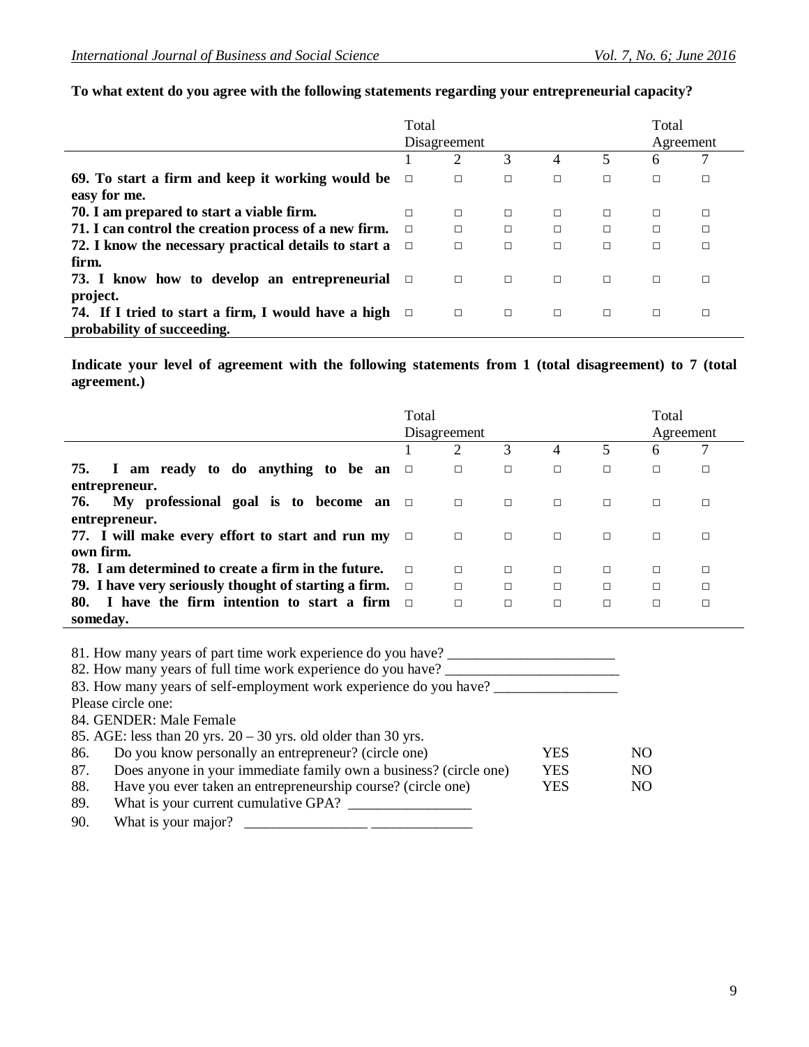**To what extent do you agree with the following statements regarding your entrepreneurial capacity?**

| | Total Disagreement | | | | | Total Agreement | |
|---|---|---|---|---|---|---|---|
| | 1 | 2 | 3 | 4 | 5 | 6 | 7 |
| **69. To start a firm and keep it working would be easy for me.** | □ | □ | □ | □ | □ | □ | □ |
| **70. I am prepared to start a viable firm.** | □ | □ | □ | □ | □ | □ | □ |
| **71. I can control the creation process of a new firm.** | □ | □ | □ | □ | □ | □ | □ |
| **72. I know the necessary practical details to start a firm.** | □ | □ | □ | □ | □ | □ | □ |
| **73. I know how to develop an entrepreneurial project.** | □ | □ | □ | □ | □ | □ | □ |
| **74. If I tried to start a firm, I would have a high probability of succeeding.** | □ | □ | □ | □ | □ | □ | □ |

**Indicate your level of agreement with the following statements from 1 (total disagreement) to 7 (total agreement.)**

| | Total Disagreement | | | | | Total Agreement | |
|---|---|---|---|---|---|---|---|
| | 1 | 2 | 3 | 4 | 5 | 6 | 7 |
| **75. I am ready to do anything to be an entrepreneur.** | □ | □ | □ | □ | □ | □ | □ |
| **76. My professional goal is to become an entrepreneur.** | □ | □ | □ | □ | □ | □ | □ |
| **77. I will make every effort to start and run my own firm.** | □ | □ | □ | □ | □ | □ | □ |
| **78. I am determined to create a firm in the future.** | □ | □ | □ | □ | □ | □ | □ |
| **79. I have very seriously thought of starting a firm.** | □ | □ | □ | □ | □ | □ | □ |
| **80. I have the firm intention to start a firm someday.** | □ | □ | □ | □ | □ | □ | □ |

81. How many years of part time work experience do you have? _______________________

82. How many years of full time work experience do you have? ________________________

83. How many years of self-employment work experience do you have? _________________

Please circle one:

84. GENDER: Male Female

85. AGE: less than 20 yrs. 20 – 30 yrs. old older than 30 yrs.

86. Do you know personally an entrepreneur? (circle one) YES NO

87. Does anyone in your immediate family own a business? (circle one) YES NO

88. Have you ever taken an entrepreneurship course? (circle one) YES NO

89. What is your current cumulative GPA? ________________

90. What is your major? ________________ ______________